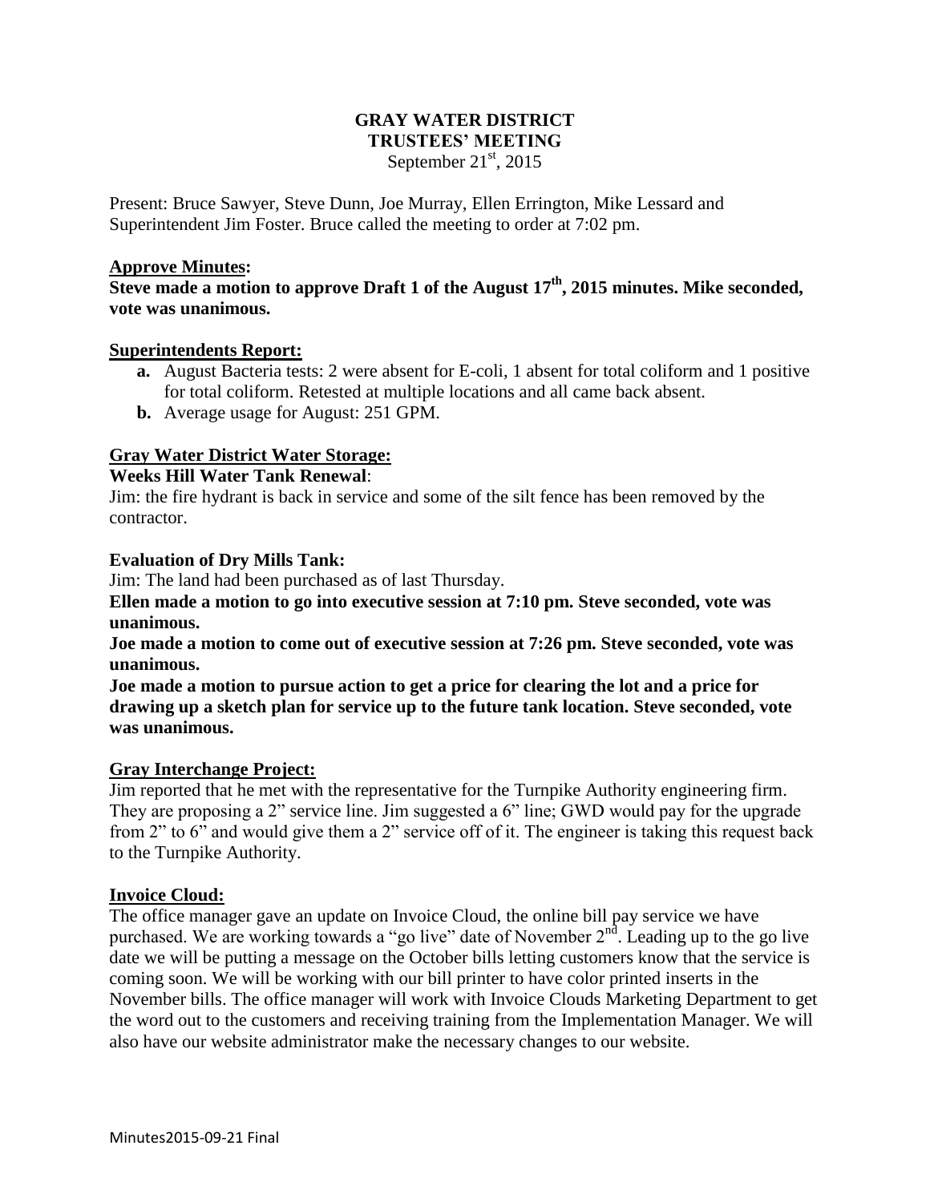# GRAY WATER DISTRICT
## TRUSTEES' MEETING
September 21st, 2015

Present: Bruce Sawyer, Steve Dunn, Joe Murray, Ellen Errington, Mike Lessard and Superintendent Jim Foster. Bruce called the meeting to order at 7:02 pm.

**Approve Minutes:**

**Steve made a motion to approve Draft 1 of the August 17th, 2015 minutes. Mike seconded, vote was unanimous.**

**Superintendents Report:**

- **a.** August Bacteria tests: 2 were absent for E-coli, 1 absent for total coliform and 1 positive for total coliform. Retested at multiple locations and all came back absent.
- **b.** Average usage for August: 251 GPM.

**Gray Water District Water Storage:**

**Weeks Hill Water Tank Renewal**:

Jim: the fire hydrant is back in service and some of the silt fence has been removed by the contractor.

**Evaluation of Dry Mills Tank:**

Jim: The land had been purchased as of last Thursday.

**Ellen made a motion to go into executive session at 7:10 pm. Steve seconded, vote was unanimous.**

**Joe made a motion to come out of executive session at 7:26 pm. Steve seconded, vote was unanimous.**

**Joe made a motion to pursue action to get a price for clearing the lot and a price for drawing up a sketch plan for service up to the future tank location. Steve seconded, vote was unanimous.**

**Gray Interchange Project:**

Jim reported that he met with the representative for the Turnpike Authority engineering firm. They are proposing a 2" service line. Jim suggested a 6" line; GWD would pay for the upgrade from 2" to 6" and would give them a 2" service off of it. The engineer is taking this request back to the Turnpike Authority.

**Invoice Cloud:**

The office manager gave an update on Invoice Cloud, the online bill pay service we have purchased. We are working towards a "go live" date of November 2nd. Leading up to the go live date we will be putting a message on the October bills letting customers know that the service is coming soon. We will be working with our bill printer to have color printed inserts in the November bills. The office manager will work with Invoice Clouds Marketing Department to get the word out to the customers and receiving training from the Implementation Manager. We will also have our website administrator make the necessary changes to our website.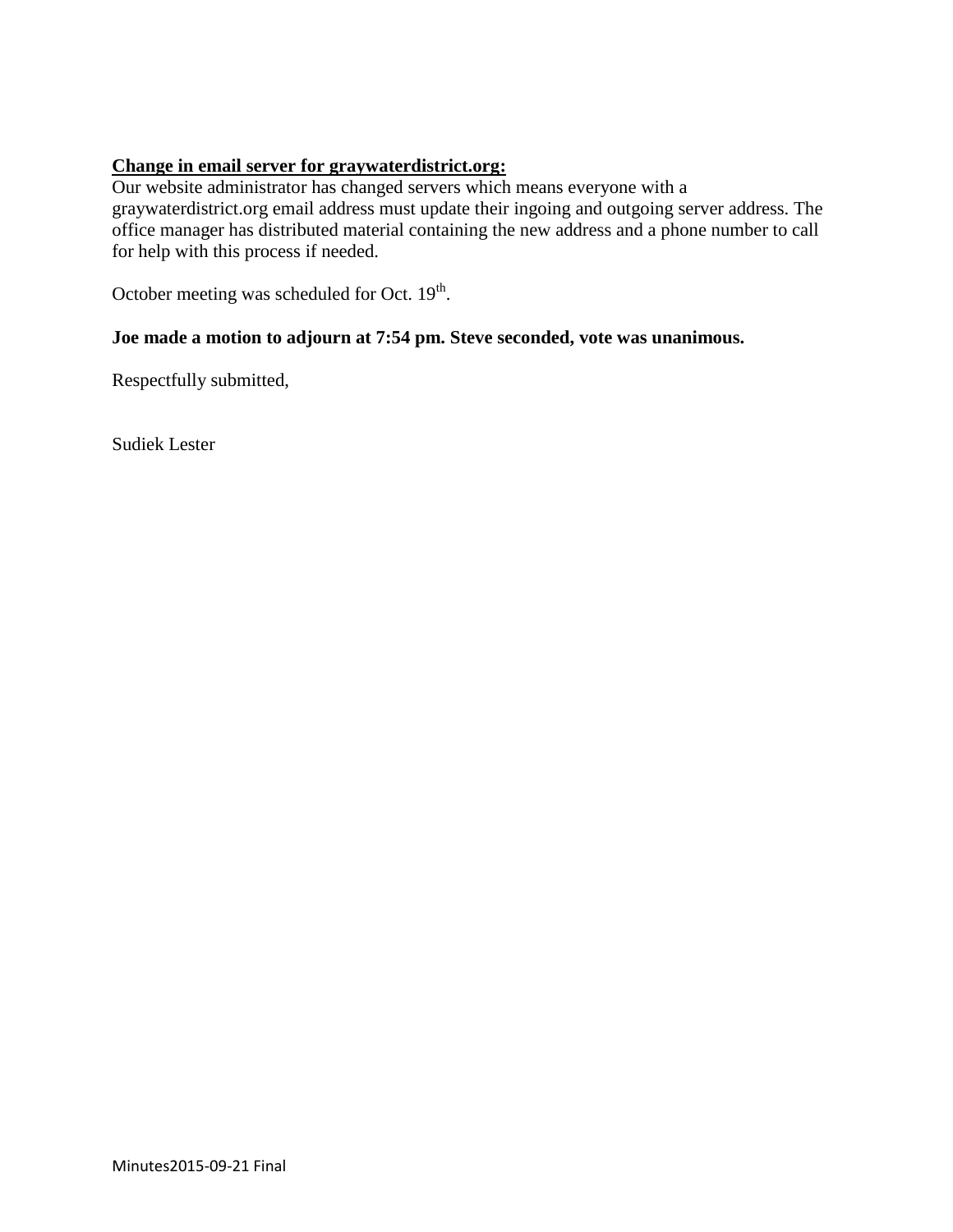**<u>Change in email server for graywaterdistrict.org:</u>**
Our website administrator has changed servers which means everyone with a graywaterdistrict.org email address must update their ingoing and outgoing server address. The office manager has distributed material containing the new address and a phone number to call for help with this process if needed.

October meeting was scheduled for Oct. 19th.

**Joe made a motion to adjourn at 7:54 pm. Steve seconded, vote was unanimous.**

Respectfully submitted,

Sudiek Lester